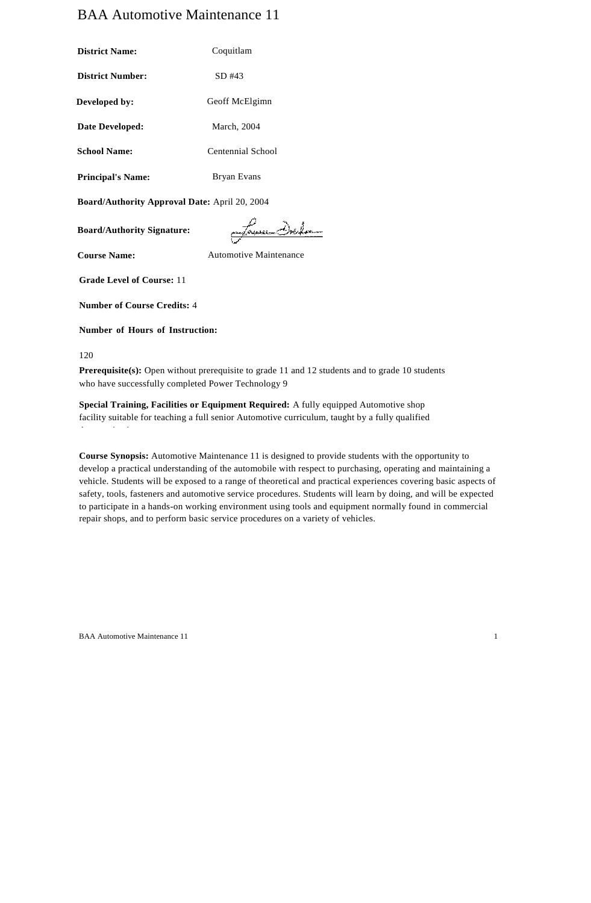# BAA Automotive Maintenance 11

**District Name:** Coquitlam

**District Number:** SD #43

**Developed by:** Geoff McElgimn

**Date Developed:** March, 2004

**School Name:** Centennial School

**Principal's Name:** Bryan Evans

**Board/Authority Approval Date:** April 20, 2004

**Board/Authority Signature:**

**Course Name:** Automotive Maintenance

**Grade Level of Course:** 11

**Number of Course Credits:** 4

**Number of Hours of Instruction:**

120

**Prerequisite(s):** Open without prerequisite to grade 11 and 12 students and to grade 10 students who have successfully completed Power Technology 9

**Special Training, Facilities or Equipment Required:** A fully equipped Automotive shop facility suitable for teaching a full senior Automotive curriculum, taught by a fully qualified

**Course Synopsis:** Automotive Maintenance 11 is designed to provide students with the opportunity to develop a practical understanding of the automobile with respect to purchasing, operating and maintaining a vehicle. Students will be exposed to a range of theoretical and practical experiences covering basic aspects of safety, tools, fasteners and automotive service procedures. Students will learn by doing, and will be expected to participate in a hands-on working environment using tools and equipment normally found in commercial repair shops, and to perform basic service procedures on a variety of vehicles.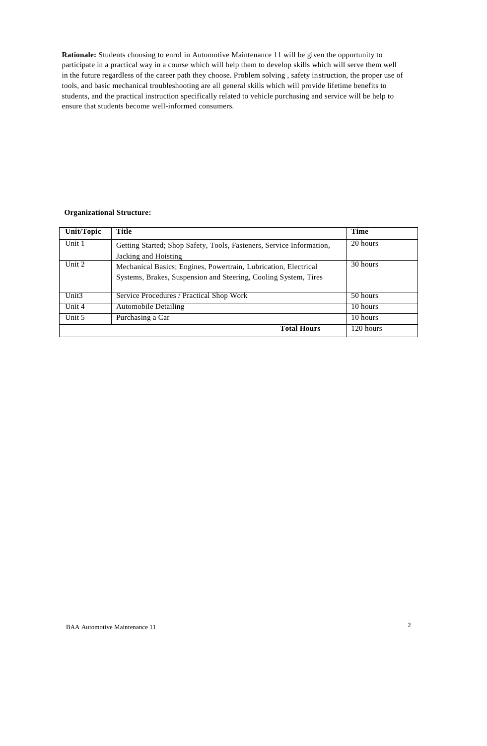**Rationale:** Students choosing to enrol in Automotive Maintenance 11 will be given the opportunity to participate in a practical way in a course which will help them to develop skills which will serve them well in the future regardless of the career path they choose. Problem solving , safety instruction, the proper use of tools, and basic mechanical troubleshooting are all general skills which will provide lifetime benefits to students, and the practical instruction specifically related to vehicle purchasing and service will be help to ensure that students become well-informed consumers.

**Organizational Structure:**

| Unit/Topic | Title | Time |
|---|---|---|
| Unit 1 | Getting Started; Shop Safety, Tools, Fasteners, Service Information, Jacking and Hoisting | 20 hours |
| Unit 2 | Mechanical Basics; Engines, Powertrain, Lubrication, Electrical Systems, Brakes, Suspension and Steering, Cooling System, Tires | 30 hours |
| Unit3 | Service Procedures / Practical Shop Work | 50 hours |
| Unit 4 | Automobile Detailing | 10 hours |
| Unit 5 | Purchasing a Car | 10 hours |
| | **Total Hours** | 120 hours |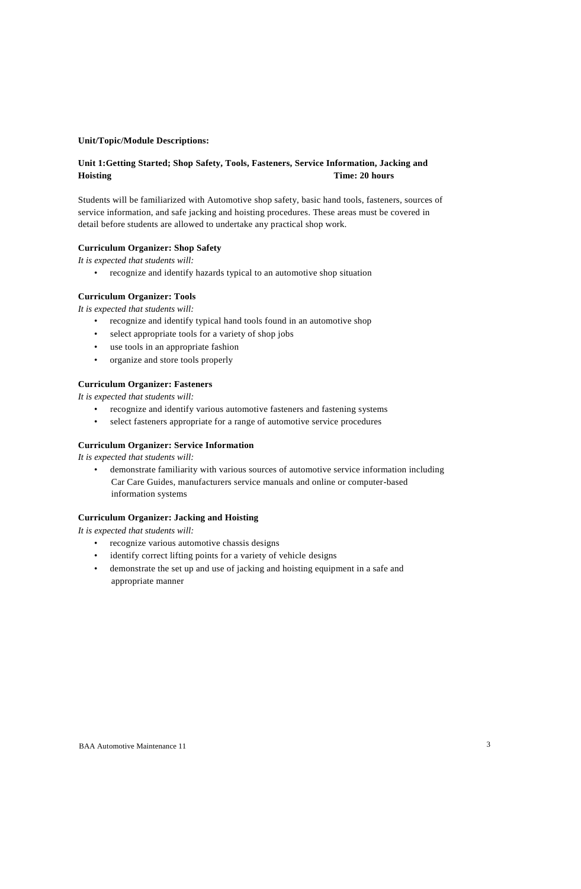**Unit/Topic/Module Descriptions:**

**Unit 1:Getting Started; Shop Safety, Tools, Fasteners, Service Information, Jacking and Hoisting** **Time: 20 hours**

Students will be familiarized with Automotive shop safety, basic hand tools, fasteners, sources of service information, and safe jacking and hoisting procedures. These areas must be covered in detail before students are allowed to undertake any practical shop work.

**Curriculum Organizer: Shop Safety**

*It is expected that students will:*

- recognize and identify hazards typical to an automotive shop situation

**Curriculum Organizer: Tools**

*It is expected that students will:*

- recognize and identify typical hand tools found in an automotive shop
- select appropriate tools for a variety of shop jobs
- use tools in an appropriate fashion
- organize and store tools properly

**Curriculum Organizer: Fasteners**

*It is expected that students will:*

- recognize and identify various automotive fasteners and fastening systems
- select fasteners appropriate for a range of automotive service procedures

**Curriculum Organizer: Service Information**

*It is expected that students will:*

- demonstrate familiarity with various sources of automotive service information including Car Care Guides, manufacturers service manuals and online or computer-based information systems

**Curriculum Organizer: Jacking and Hoisting**

*It is expected that students will:*

- recognize various automotive chassis designs
- identify correct lifting points for a variety of vehicle designs
- demonstrate the set up and use of jacking and hoisting equipment in a safe and appropriate manner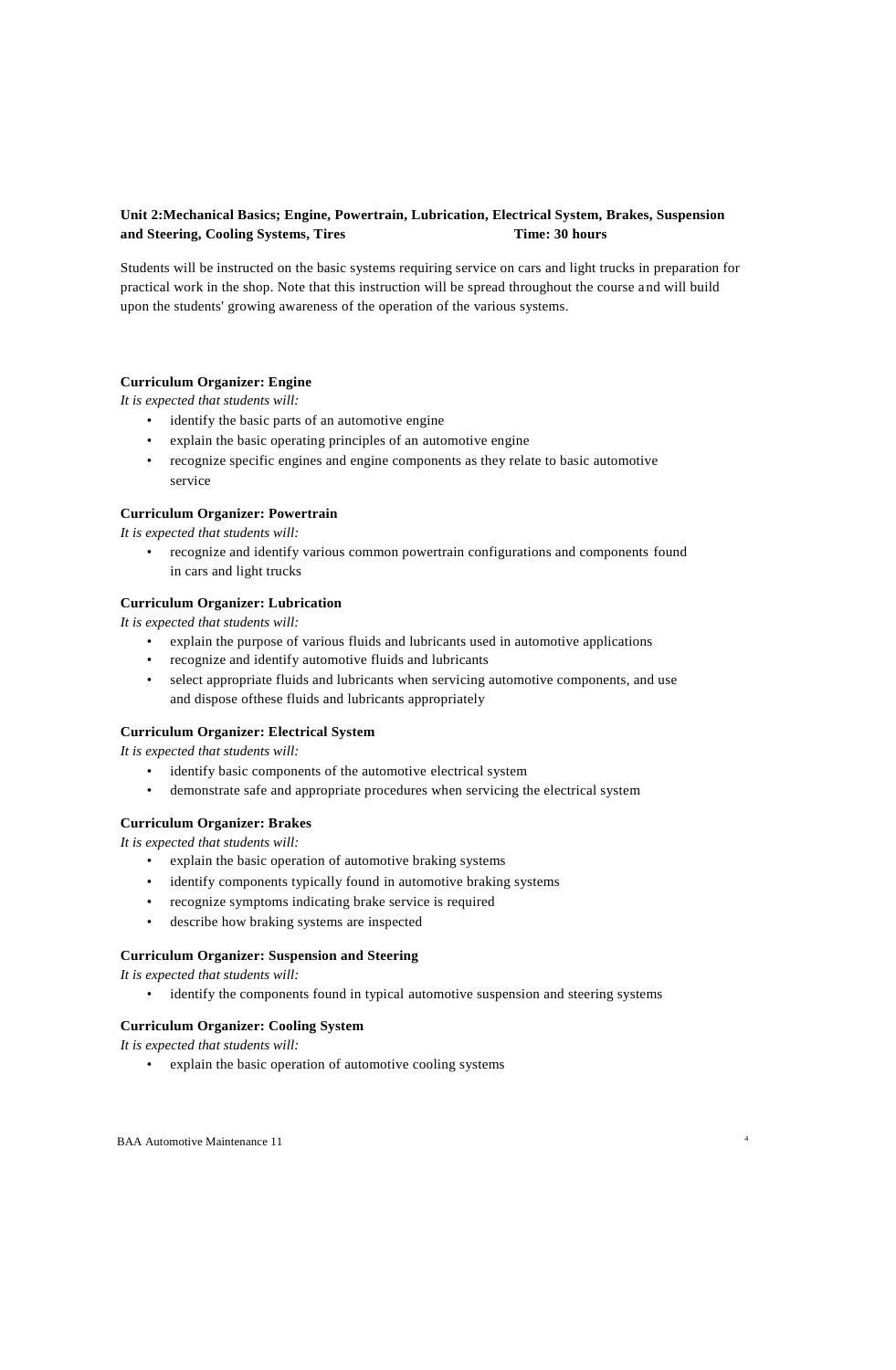**Unit 2:Mechanical Basics; Engine, Powertrain, Lubrication, Electrical System, Brakes, Suspension and Steering, Cooling Systems, Tires** **Time: 30 hours**

Students will be instructed on the basic systems requiring service on cars and light trucks in preparation for practical work in the shop. Note that this instruction will be spread throughout the course and will build upon the students' growing awareness of the operation of the various systems.

**Curriculum Organizer: Engine**

*It is expected that students will:*

- identify the basic parts of an automotive engine
- explain the basic operating principles of an automotive engine
- recognize specific engines and engine components as they relate to basic automotive service

**Curriculum Organizer: Powertrain**

*It is expected that students will:*

- recognize and identify various common powertrain configurations and components found in cars and light trucks

**Curriculum Organizer: Lubrication**

*It is expected that students will:*

- explain the purpose of various fluids and lubricants used in automotive applications
- recognize and identify automotive fluids and lubricants
- select appropriate fluids and lubricants when servicing automotive components, and use and dispose ofthese fluids and lubricants appropriately

**Curriculum Organizer: Electrical System**

*It is expected that students will:*

- identify basic components of the automotive electrical system
- demonstrate safe and appropriate procedures when servicing the electrical system

**Curriculum Organizer: Brakes**

*It is expected that students will:*

- explain the basic operation of automotive braking systems
- identify components typically found in automotive braking systems
- recognize symptoms indicating brake service is required
- describe how braking systems are inspected

**Curriculum Organizer: Suspension and Steering**

*It is expected that students will:*

- identify the components found in typical automotive suspension and steering systems

**Curriculum Organizer: Cooling System**

*It is expected that students will:*

- explain the basic operation of automotive cooling systems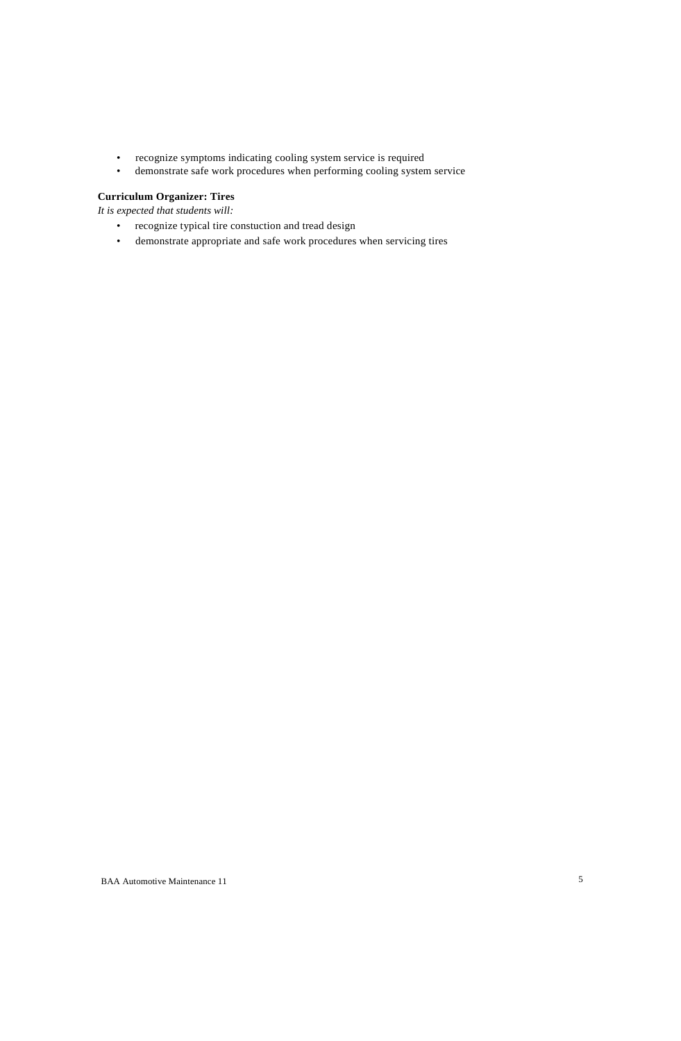- recognize symptoms indicating cooling system service is required
- demonstrate safe work procedures when performing cooling system service

**Curriculum Organizer: Tires**

*It is expected that students will:*

- recognize typical tire constuction and tread design
- demonstrate appropriate and safe work procedures when servicing tires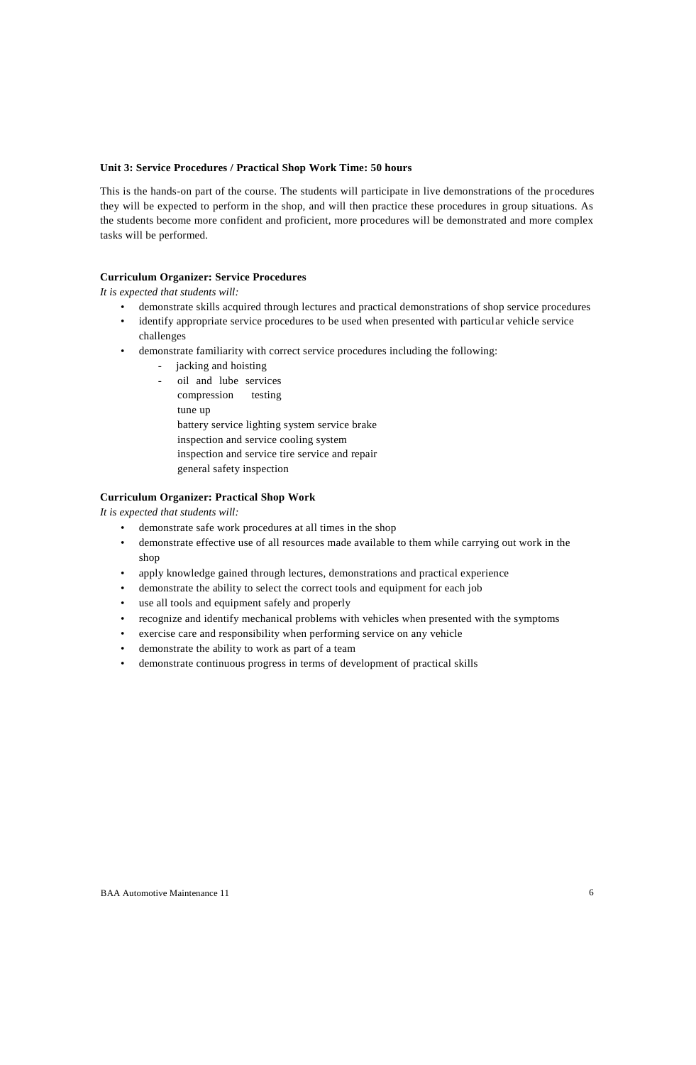**Unit 3: Service Procedures / Practical Shop Work Time: 50 hours**

This is the hands-on part of the course. The students will participate in live demonstrations of the procedures they will be expected to perform in the shop, and will then practice these procedures in group situations. As the students become more confident and proficient, more procedures will be demonstrated and more complex tasks will be performed.

**Curriculum Organizer: Service Procedures**

*It is expected that students will:*

- demonstrate skills acquired through lectures and practical demonstrations of shop service procedures
- identify appropriate service procedures to be used when presented with particular vehicle service challenges
- demonstrate familiarity with correct service procedures including the following:
  - jacking and hoisting
  - oil and lube services
    compression testing
    tune up
    battery service lighting system service brake
    inspection and service cooling system
    inspection and service tire service and repair
    general safety inspection

**Curriculum Organizer: Practical Shop Work**

*It is expected that students will:*

- demonstrate safe work procedures at all times in the shop
- demonstrate effective use of all resources made available to them while carrying out work in the shop
- apply knowledge gained through lectures, demonstrations and practical experience
- demonstrate the ability to select the correct tools and equipment for each job
- use all tools and equipment safely and properly
- recognize and identify mechanical problems with vehicles when presented with the symptoms
- exercise care and responsibility when performing service on any vehicle
- demonstrate the ability to work as part of a team
- demonstrate continuous progress in terms of development of practical skills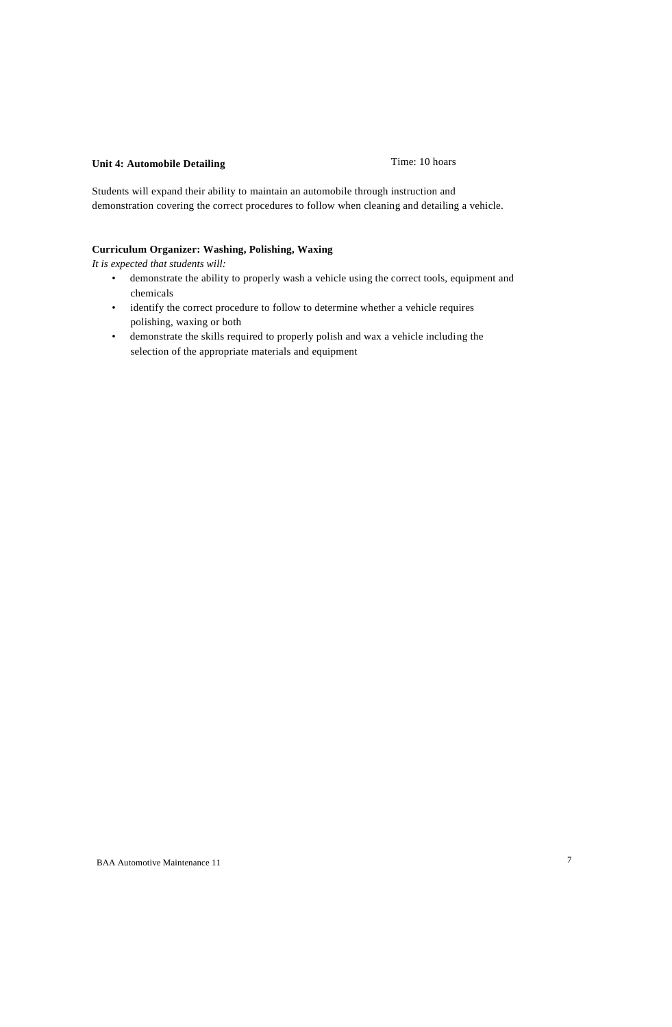**Unit 4: Automobile Detailing** Time: 10 hoars

Students will expand their ability to maintain an automobile through instruction and demonstration covering the correct procedures to follow when cleaning and detailing a vehicle.

**Curriculum Organizer: Washing, Polishing, Waxing**

*It is expected that students will:*

- demonstrate the ability to properly wash a vehicle using the correct tools, equipment and chemicals
- identify the correct procedure to follow to determine whether a vehicle requires polishing, waxing or both
- demonstrate the skills required to properly polish and wax a vehicle including the selection of the appropriate materials and equipment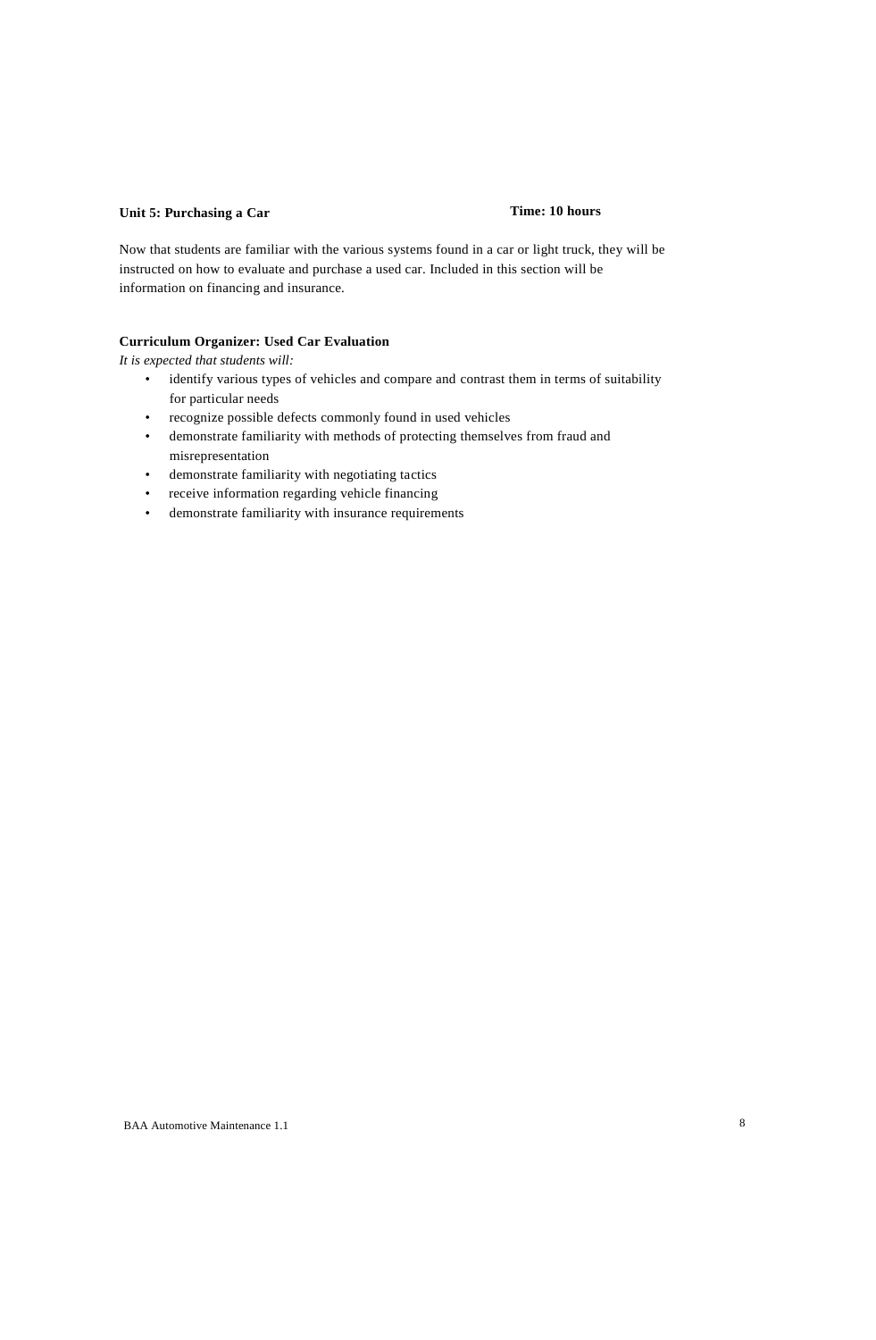**Unit 5: Purchasing a Car** **Time: 10 hours**

Now that students are familiar with the various systems found in a car or light truck, they will be instructed on how to evaluate and purchase a used car. Included in this section will be information on financing and insurance.

**Curriculum Organizer: Used Car Evaluation**

*It is expected that students will:*

- identify various types of vehicles and compare and contrast them in terms of suitability for particular needs
- recognize possible defects commonly found in used vehicles
- demonstrate familiarity with methods of protecting themselves from fraud and misrepresentation
- demonstrate familiarity with negotiating tactics
- receive information regarding vehicle financing
- demonstrate familiarity with insurance requirements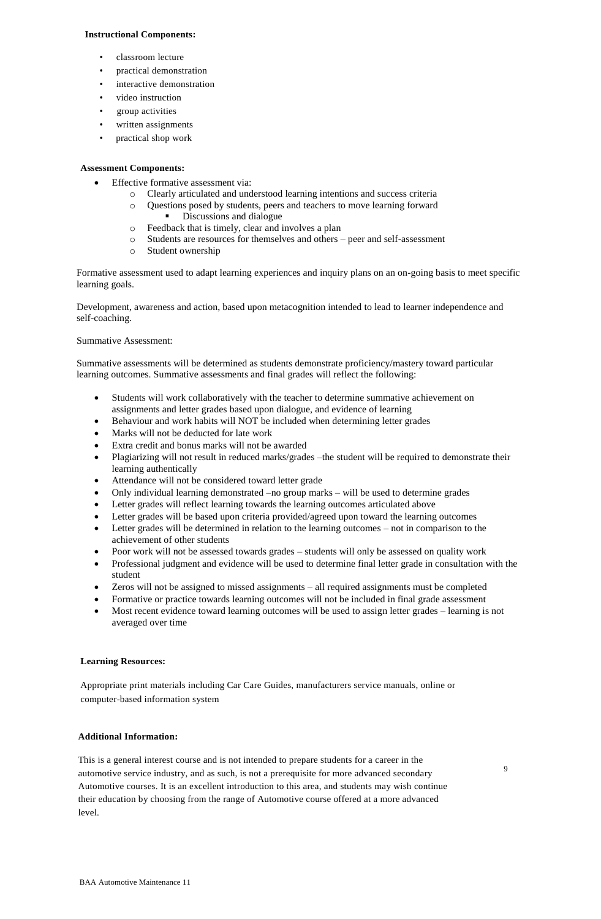**Instructional Components:**

- classroom lecture
- practical demonstration
- interactive demonstration
- video instruction
- group activities
- written assignments
- practical shop work

**Assessment Components:**

- Effective formative assessment via:
  - Clearly articulated and understood learning intentions and success criteria
  - Questions posed by students, peers and teachers to move learning forward
    - Discussions and dialogue
  - Feedback that is timely, clear and involves a plan
  - Students are resources for themselves and others – peer and self-assessment
  - Student ownership

Formative assessment used to adapt learning experiences and inquiry plans on an on-going basis to meet specific learning goals.

Development, awareness and action, based upon metacognition intended to lead to learner independence and self-coaching.

Summative Assessment:

Summative assessments will be determined as students demonstrate proficiency/mastery toward particular learning outcomes. Summative assessments and final grades will reflect the following:

- Students will work collaboratively with the teacher to determine summative achievement on assignments and letter grades based upon dialogue, and evidence of learning
- Behaviour and work habits will NOT be included when determining letter grades
- Marks will not be deducted for late work
- Extra credit and bonus marks will not be awarded
- Plagiarizing will not result in reduced marks/grades –the student will be required to demonstrate their learning authentically
- Attendance will not be considered toward letter grade
- Only individual learning demonstrated –no group marks – will be used to determine grades
- Letter grades will reflect learning towards the learning outcomes articulated above
- Letter grades will be based upon criteria provided/agreed upon toward the learning outcomes
- Letter grades will be determined in relation to the learning outcomes – not in comparison to the achievement of other students
- Poor work will not be assessed towards grades – students will only be assessed on quality work
- Professional judgment and evidence will be used to determine final letter grade in consultation with the student
- Zeros will not be assigned to missed assignments – all required assignments must be completed
- Formative or practice towards learning outcomes will not be included in final grade assessment
- Most recent evidence toward learning outcomes will be used to assign letter grades – learning is not averaged over time

**Learning Resources:**

Appropriate print materials including Car Care Guides, manufacturers service manuals, online or computer-based information system

**Additional Information:**

This is a general interest course and is not intended to prepare students for a career in the automotive service industry, and as such, is not a prerequisite for more advanced secondary Automotive courses. It is an excellent introduction to this area, and students may wish continue their education by choosing from the range of Automotive course offered at a more advanced level.